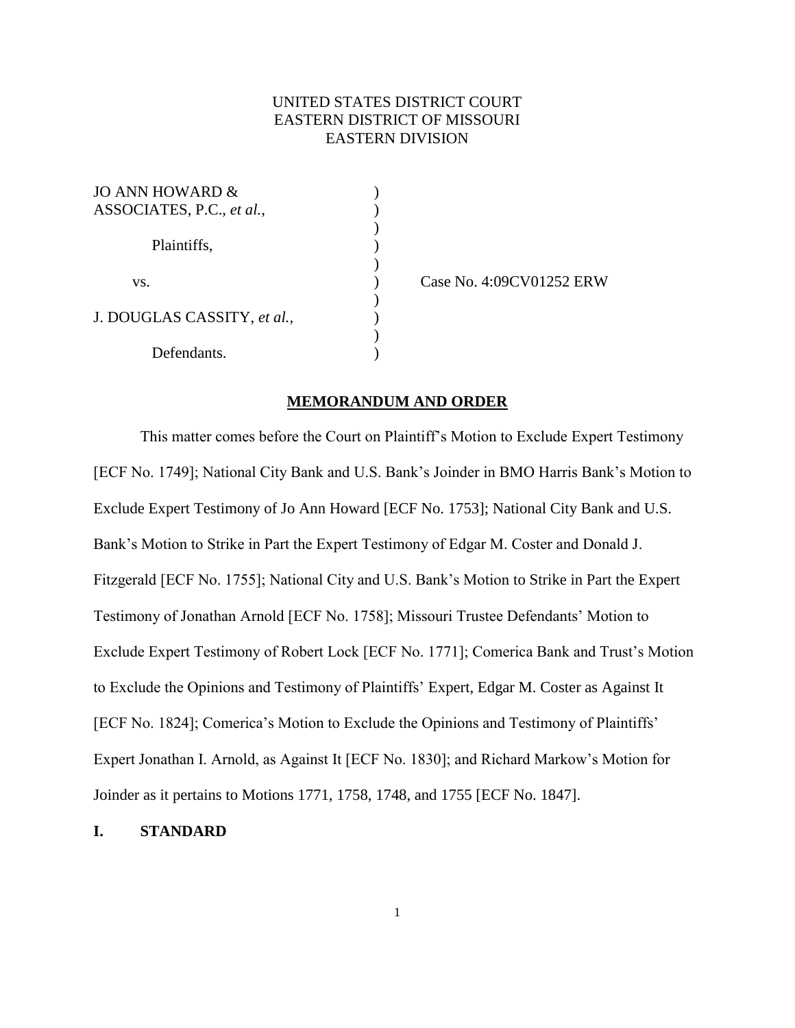UNITED STATES DISTRICT COURT
EASTERN DISTRICT OF MISSOURI
EASTERN DIVISION

| | | |
|---|---|---|
| JO ANN HOWARD & ASSOCIATES, P.C., *et al.*, | ) | |
| Plaintiffs, | ) | |
| vs. | ) | Case No. 4:09CV01252 ERW |
| J. DOUGLAS CASSITY, *et al.*, | ) | |
| Defendants. | ) | |

**MEMORANDUM AND ORDER**

This matter comes before the Court on Plaintiff's Motion to Exclude Expert Testimony [ECF No. 1749]; National City Bank and U.S. Bank's Joinder in BMO Harris Bank's Motion to Exclude Expert Testimony of Jo Ann Howard [ECF No. 1753]; National City Bank and U.S. Bank's Motion to Strike in Part the Expert Testimony of Edgar M. Coster and Donald J. Fitzgerald [ECF No. 1755]; National City and U.S. Bank's Motion to Strike in Part the Expert Testimony of Jonathan Arnold [ECF No. 1758]; Missouri Trustee Defendants' Motion to Exclude Expert Testimony of Robert Lock [ECF No. 1771]; Comerica Bank and Trust's Motion to Exclude the Opinions and Testimony of Plaintiffs' Expert, Edgar M. Coster as Against It [ECF No. 1824]; Comerica's Motion to Exclude the Opinions and Testimony of Plaintiffs' Expert Jonathan I. Arnold, as Against It [ECF No. 1830]; and Richard Markow's Motion for Joinder as it pertains to Motions 1771, 1758, 1748, and 1755 [ECF No. 1847].

## I. STANDARD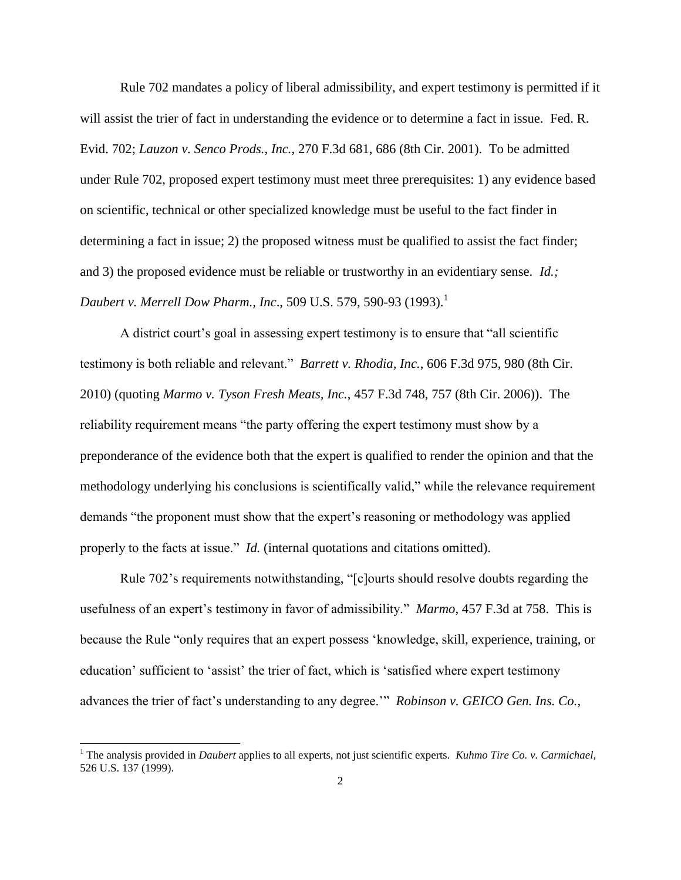Rule 702 mandates a policy of liberal admissibility, and expert testimony is permitted if it will assist the trier of fact in understanding the evidence or to determine a fact in issue. Fed. R. Evid. 702; *Lauzon v. Senco Prods., Inc.*, 270 F.3d 681, 686 (8th Cir. 2001). To be admitted under Rule 702, proposed expert testimony must meet three prerequisites: 1) any evidence based on scientific, technical or other specialized knowledge must be useful to the fact finder in determining a fact in issue; 2) the proposed witness must be qualified to assist the fact finder; and 3) the proposed evidence must be reliable or trustworthy in an evidentiary sense. *Id.; Daubert v. Merrell Dow Pharm., Inc*., 509 U.S. 579, 590-93 (1993).[1]

A district court's goal in assessing expert testimony is to ensure that "all scientific testimony is both reliable and relevant." *Barrett v. Rhodia, Inc.*, 606 F.3d 975, 980 (8th Cir. 2010) (quoting *Marmo v. Tyson Fresh Meats, Inc.*, 457 F.3d 748, 757 (8th Cir. 2006)). The reliability requirement means "the party offering the expert testimony must show by a preponderance of the evidence both that the expert is qualified to render the opinion and that the methodology underlying his conclusions is scientifically valid," while the relevance requirement demands "the proponent must show that the expert's reasoning or methodology was applied properly to the facts at issue." *Id.* (internal quotations and citations omitted).

Rule 702's requirements notwithstanding, "[c]ourts should resolve doubts regarding the usefulness of an expert's testimony in favor of admissibility." *Marmo*, 457 F.3d at 758. This is because the Rule "only requires that an expert possess 'knowledge, skill, experience, training, or education' sufficient to 'assist' the trier of fact, which is 'satisfied where expert testimony advances the trier of fact's understanding to any degree.'" *Robinson v. GEICO Gen. Ins. Co.*,

[1] The analysis provided in *Daubert* applies to all experts, not just scientific experts. *Kuhmo Tire Co. v. Carmichael,* 526 U.S. 137 (1999).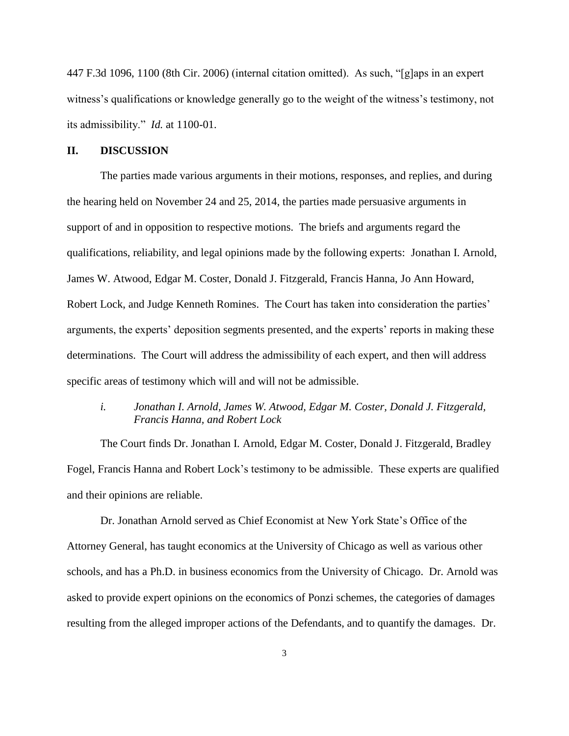447 F.3d 1096, 1100 (8th Cir. 2006) (internal citation omitted). As such, "[g]aps in an expert witness's qualifications or knowledge generally go to the weight of the witness's testimony, not its admissibility." *Id.* at 1100-01.

## II. DISCUSSION

The parties made various arguments in their motions, responses, and replies, and during the hearing held on November 24 and 25, 2014, the parties made persuasive arguments in support of and in opposition to respective motions. The briefs and arguments regard the qualifications, reliability, and legal opinions made by the following experts: Jonathan I. Arnold, James W. Atwood, Edgar M. Coster, Donald J. Fitzgerald, Francis Hanna, Jo Ann Howard, Robert Lock, and Judge Kenneth Romines. The Court has taken into consideration the parties' arguments, the experts' deposition segments presented, and the experts' reports in making these determinations. The Court will address the admissibility of each expert, and then will address specific areas of testimony which will and will not be admissible.

### *i. Jonathan I. Arnold, James W. Atwood, Edgar M. Coster, Donald J. Fitzgerald, Francis Hanna, and Robert Lock*

The Court finds Dr. Jonathan I. Arnold, Edgar M. Coster, Donald J. Fitzgerald, Bradley Fogel, Francis Hanna and Robert Lock's testimony to be admissible. These experts are qualified and their opinions are reliable.

Dr. Jonathan Arnold served as Chief Economist at New York State's Office of the Attorney General, has taught economics at the University of Chicago as well as various other schools, and has a Ph.D. in business economics from the University of Chicago. Dr. Arnold was asked to provide expert opinions on the economics of Ponzi schemes, the categories of damages resulting from the alleged improper actions of the Defendants, and to quantify the damages. Dr.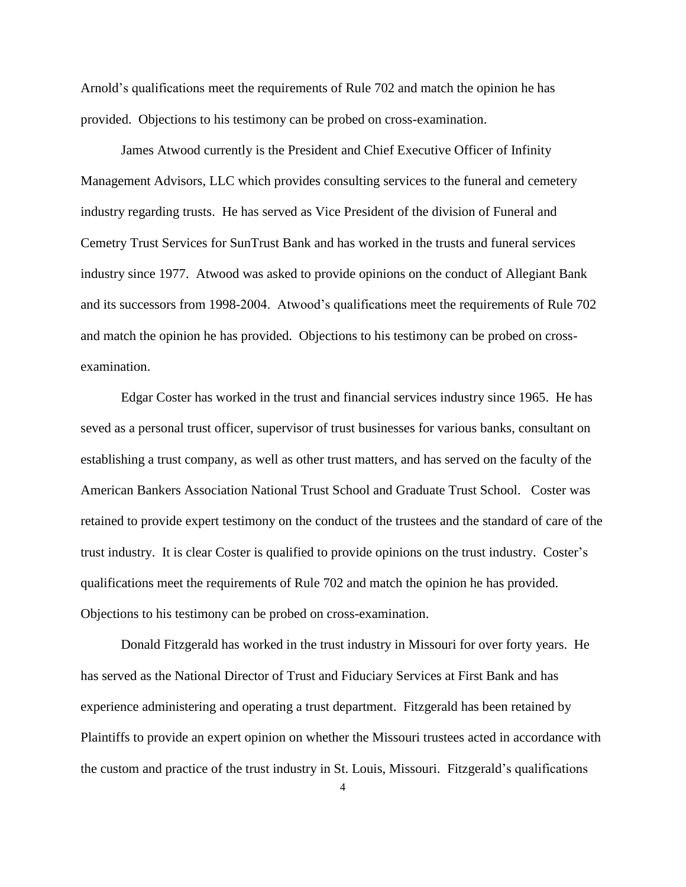Arnold's qualifications meet the requirements of Rule 702 and match the opinion he has provided. Objections to his testimony can be probed on cross-examination.

James Atwood currently is the President and Chief Executive Officer of Infinity Management Advisors, LLC which provides consulting services to the funeral and cemetery industry regarding trusts. He has served as Vice President of the division of Funeral and Cemetry Trust Services for SunTrust Bank and has worked in the trusts and funeral services industry since 1977. Atwood was asked to provide opinions on the conduct of Allegiant Bank and its successors from 1998-2004. Atwood's qualifications meet the requirements of Rule 702 and match the opinion he has provided. Objections to his testimony can be probed on cross-examination.

Edgar Coster has worked in the trust and financial services industry since 1965. He has seved as a personal trust officer, supervisor of trust businesses for various banks, consultant on establishing a trust company, as well as other trust matters, and has served on the faculty of the American Bankers Association National Trust School and Graduate Trust School. Coster was retained to provide expert testimony on the conduct of the trustees and the standard of care of the trust industry. It is clear Coster is qualified to provide opinions on the trust industry. Coster's qualifications meet the requirements of Rule 702 and match the opinion he has provided. Objections to his testimony can be probed on cross-examination.

Donald Fitzgerald has worked in the trust industry in Missouri for over forty years. He has served as the National Director of Trust and Fiduciary Services at First Bank and has experience administering and operating a trust department. Fitzgerald has been retained by Plaintiffs to provide an expert opinion on whether the Missouri trustees acted in accordance with the custom and practice of the trust industry in St. Louis, Missouri. Fitzgerald's qualifications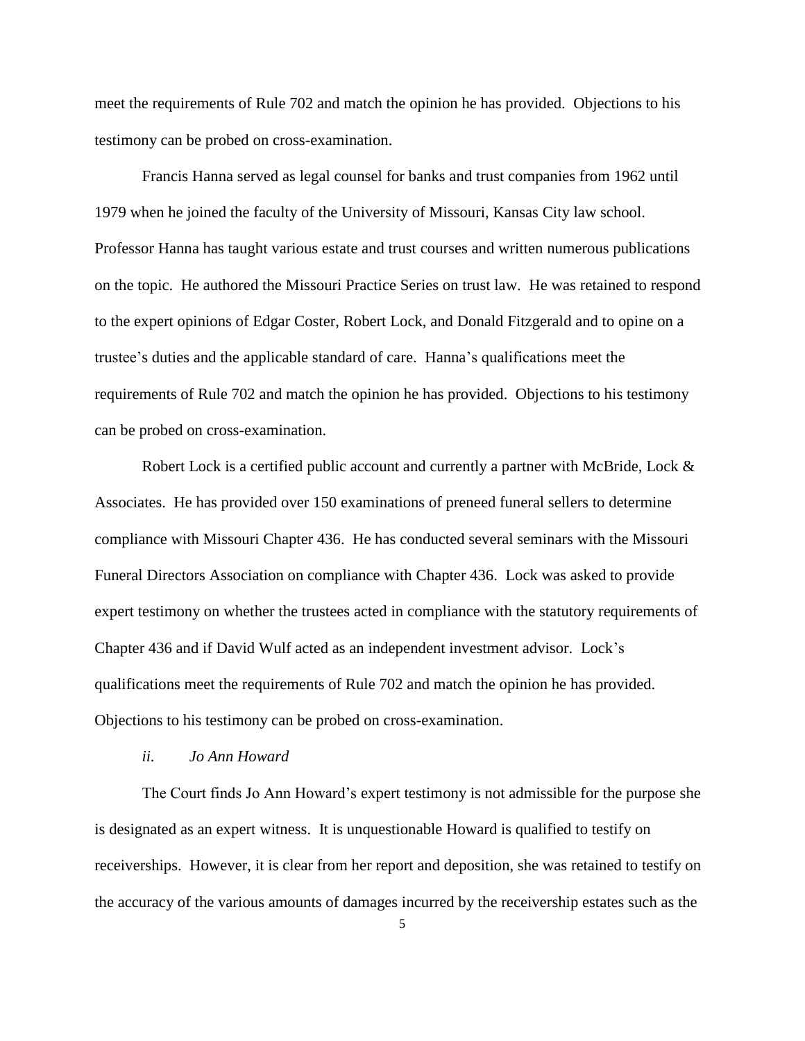meet the requirements of Rule 702 and match the opinion he has provided. Objections to his testimony can be probed on cross-examination.

Francis Hanna served as legal counsel for banks and trust companies from 1962 until 1979 when he joined the faculty of the University of Missouri, Kansas City law school. Professor Hanna has taught various estate and trust courses and written numerous publications on the topic. He authored the Missouri Practice Series on trust law. He was retained to respond to the expert opinions of Edgar Coster, Robert Lock, and Donald Fitzgerald and to opine on a trustee's duties and the applicable standard of care. Hanna's qualifications meet the requirements of Rule 702 and match the opinion he has provided. Objections to his testimony can be probed on cross-examination.

Robert Lock is a certified public account and currently a partner with McBride, Lock & Associates. He has provided over 150 examinations of preneed funeral sellers to determine compliance with Missouri Chapter 436. He has conducted several seminars with the Missouri Funeral Directors Association on compliance with Chapter 436. Lock was asked to provide expert testimony on whether the trustees acted in compliance with the statutory requirements of Chapter 436 and if David Wulf acted as an independent investment advisor. Lock's qualifications meet the requirements of Rule 702 and match the opinion he has provided. Objections to his testimony can be probed on cross-examination.

*ii. Jo Ann Howard*

The Court finds Jo Ann Howard's expert testimony is not admissible for the purpose she is designated as an expert witness. It is unquestionable Howard is qualified to testify on receiverships. However, it is clear from her report and deposition, she was retained to testify on the accuracy of the various amounts of damages incurred by the receivership estates such as the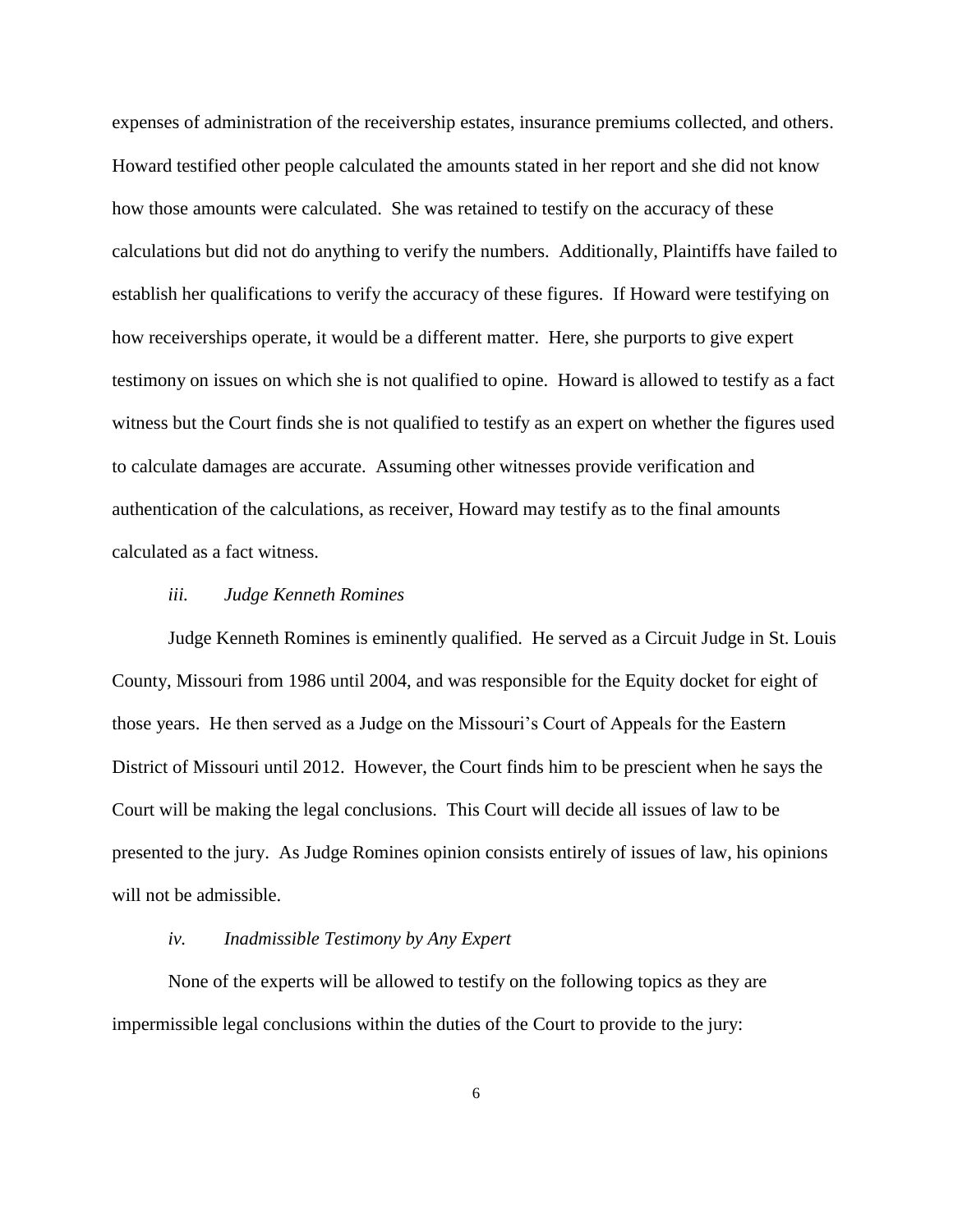expenses of administration of the receivership estates, insurance premiums collected, and others. Howard testified other people calculated the amounts stated in her report and she did not know how those amounts were calculated. She was retained to testify on the accuracy of these calculations but did not do anything to verify the numbers. Additionally, Plaintiffs have failed to establish her qualifications to verify the accuracy of these figures. If Howard were testifying on how receiverships operate, it would be a different matter. Here, she purports to give expert testimony on issues on which she is not qualified to opine. Howard is allowed to testify as a fact witness but the Court finds she is not qualified to testify as an expert on whether the figures used to calculate damages are accurate. Assuming other witnesses provide verification and authentication of the calculations, as receiver, Howard may testify as to the final amounts calculated as a fact witness.

*iii. Judge Kenneth Romines*

Judge Kenneth Romines is eminently qualified. He served as a Circuit Judge in St. Louis County, Missouri from 1986 until 2004, and was responsible for the Equity docket for eight of those years. He then served as a Judge on the Missouri's Court of Appeals for the Eastern District of Missouri until 2012. However, the Court finds him to be prescient when he says the Court will be making the legal conclusions. This Court will decide all issues of law to be presented to the jury. As Judge Romines opinion consists entirely of issues of law, his opinions will not be admissible.

*iv. Inadmissible Testimony by Any Expert*

None of the experts will be allowed to testify on the following topics as they are impermissible legal conclusions within the duties of the Court to provide to the jury: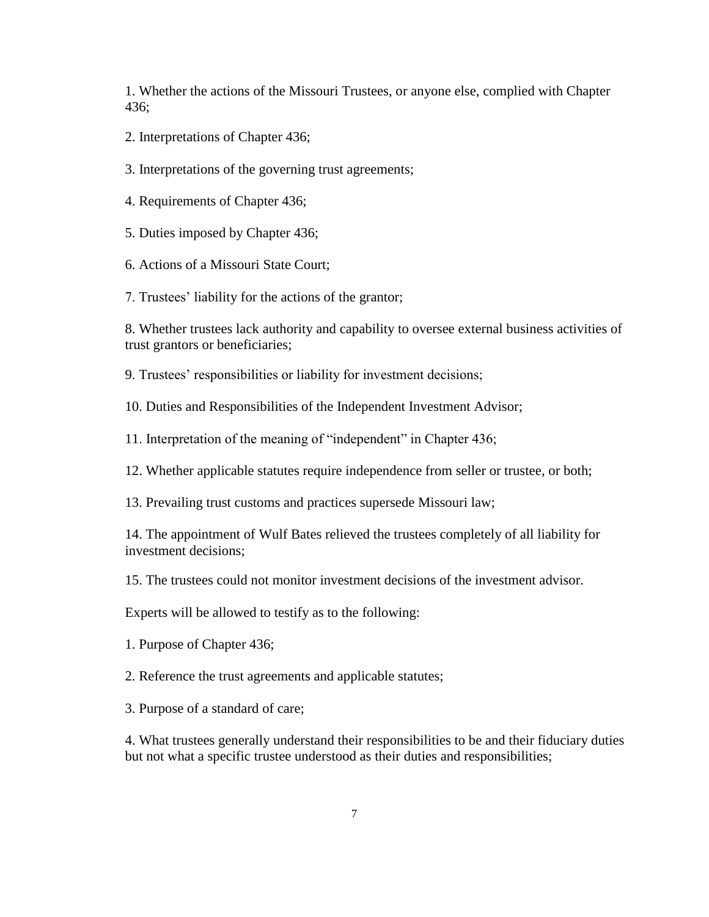1. Whether the actions of the Missouri Trustees, or anyone else, complied with Chapter 436;

2. Interpretations of Chapter 436;

3. Interpretations of the governing trust agreements;

4. Requirements of Chapter 436;

5. Duties imposed by Chapter 436;

6. Actions of a Missouri State Court;

7. Trustees' liability for the actions of the grantor;

8. Whether trustees lack authority and capability to oversee external business activities of trust grantors or beneficiaries;

9. Trustees' responsibilities or liability for investment decisions;

10. Duties and Responsibilities of the Independent Investment Advisor;

11. Interpretation of the meaning of "independent" in Chapter 436;

12. Whether applicable statutes require independence from seller or trustee, or both;

13. Prevailing trust customs and practices supersede Missouri law;

14. The appointment of Wulf Bates relieved the trustees completely of all liability for investment decisions;

15. The trustees could not monitor investment decisions of the investment advisor.

Experts will be allowed to testify as to the following:

1. Purpose of Chapter 436;

2. Reference the trust agreements and applicable statutes;

3. Purpose of a standard of care;

4. What trustees generally understand their responsibilities to be and their fiduciary duties but not what a specific trustee understood as their duties and responsibilities;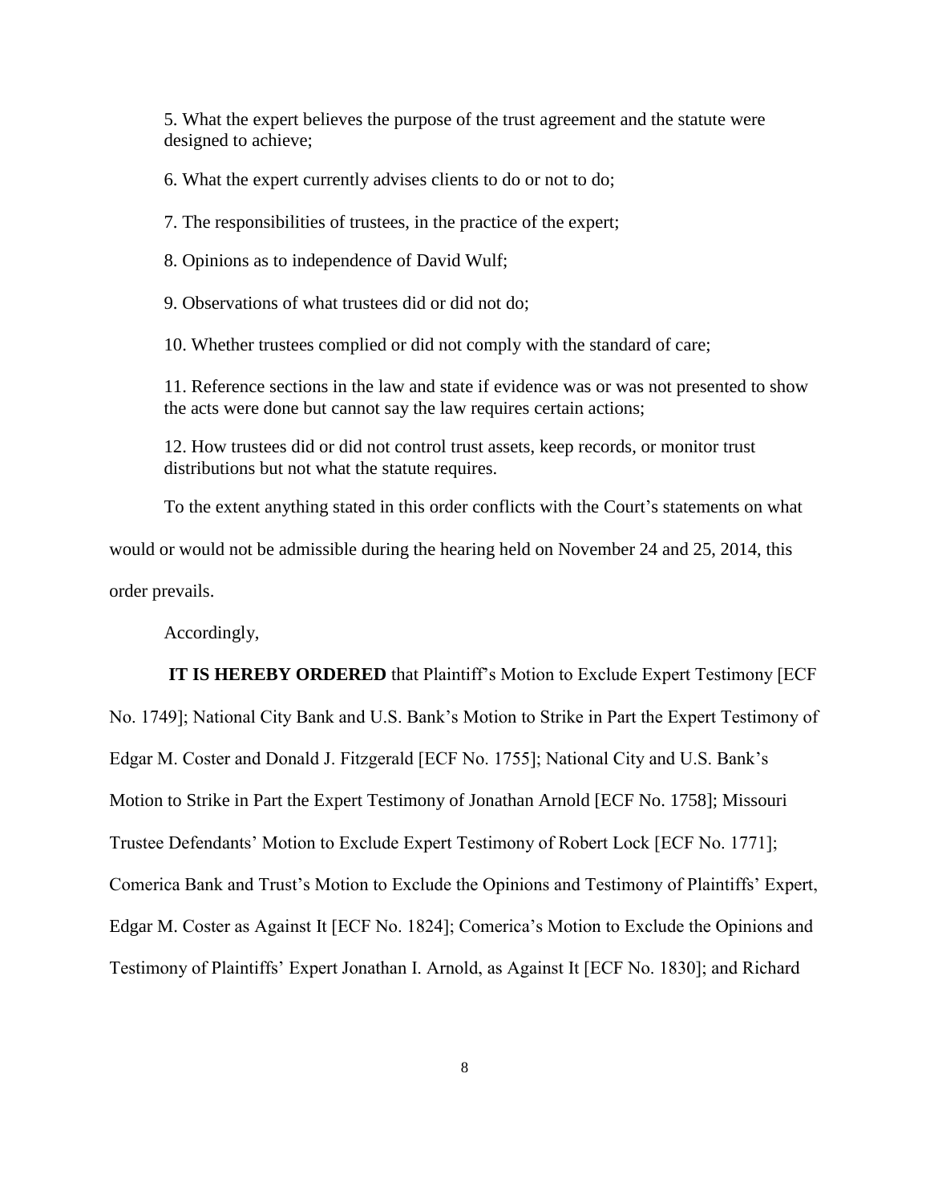5. What the expert believes the purpose of the trust agreement and the statute were designed to achieve;

6. What the expert currently advises clients to do or not to do;

7. The responsibilities of trustees, in the practice of the expert;

8. Opinions as to independence of David Wulf;

9. Observations of what trustees did or did not do;

10. Whether trustees complied or did not comply with the standard of care;

11. Reference sections in the law and state if evidence was or was not presented to show the acts were done but cannot say the law requires certain actions;

12. How trustees did or did not control trust assets, keep records, or monitor trust distributions but not what the statute requires.

To the extent anything stated in this order conflicts with the Court's statements on what would or would not be admissible during the hearing held on November 24 and 25, 2014, this order prevails.

Accordingly,

**IT IS HEREBY ORDERED** that Plaintiff's Motion to Exclude Expert Testimony [ECF No. 1749]; National City Bank and U.S. Bank's Motion to Strike in Part the Expert Testimony of Edgar M. Coster and Donald J. Fitzgerald [ECF No. 1755]; National City and U.S. Bank's Motion to Strike in Part the Expert Testimony of Jonathan Arnold [ECF No. 1758]; Missouri Trustee Defendants' Motion to Exclude Expert Testimony of Robert Lock [ECF No. 1771]; Comerica Bank and Trust's Motion to Exclude the Opinions and Testimony of Plaintiffs' Expert, Edgar M. Coster as Against It [ECF No. 1824]; Comerica's Motion to Exclude the Opinions and Testimony of Plaintiffs' Expert Jonathan I. Arnold, as Against It [ECF No. 1830]; and Richard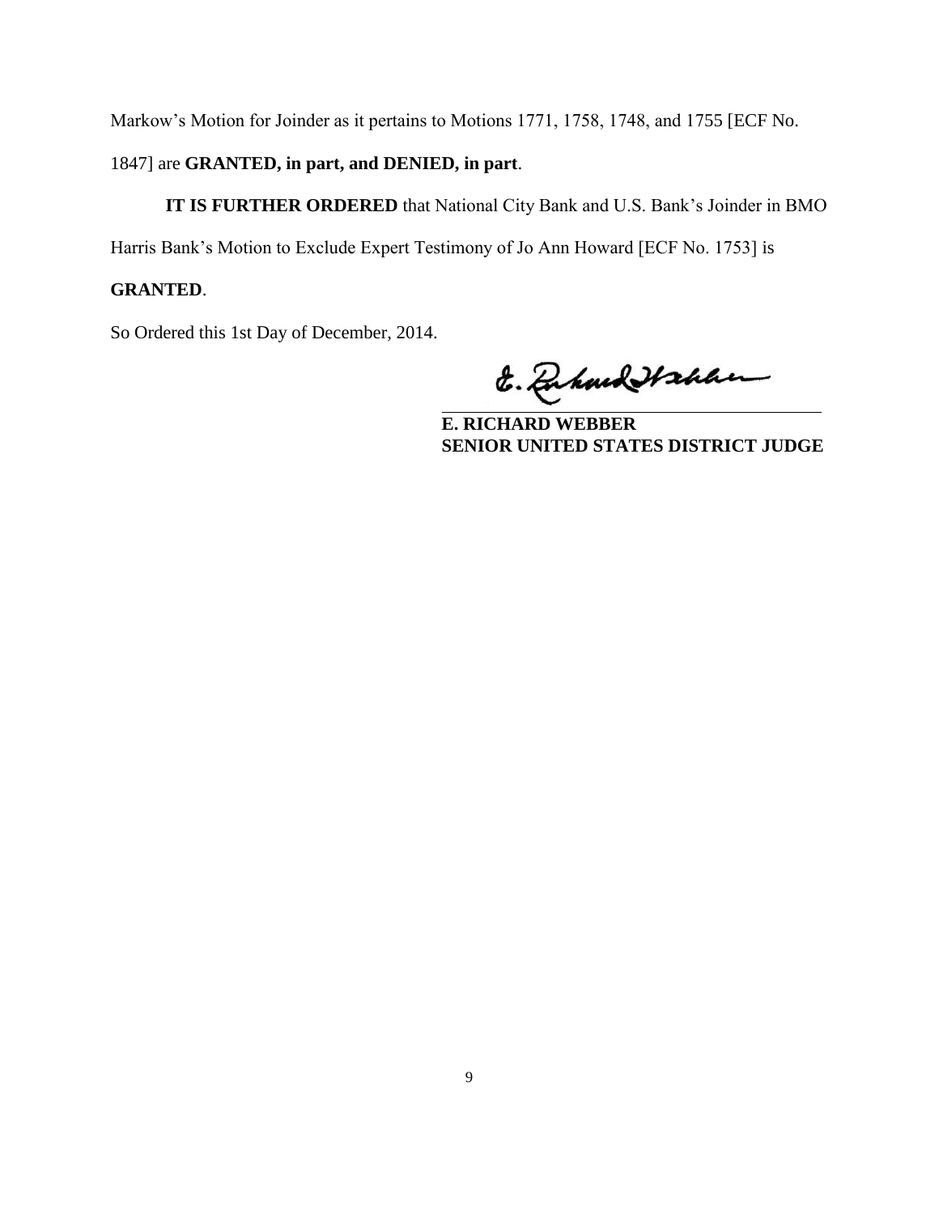Markow's Motion for Joinder as it pertains to Motions 1771, 1758, 1748, and 1755 [ECF No. 1847] are **GRANTED, in part, and DENIED, in part**.

**IT IS FURTHER ORDERED** that National City Bank and U.S. Bank's Joinder in BMO Harris Bank's Motion to Exclude Expert Testimony of Jo Ann Howard [ECF No. 1753] is **GRANTED**.

So Ordered this 1st Day of December, 2014.

**E. RICHARD WEBBER**
**SENIOR UNITED STATES DISTRICT JUDGE**